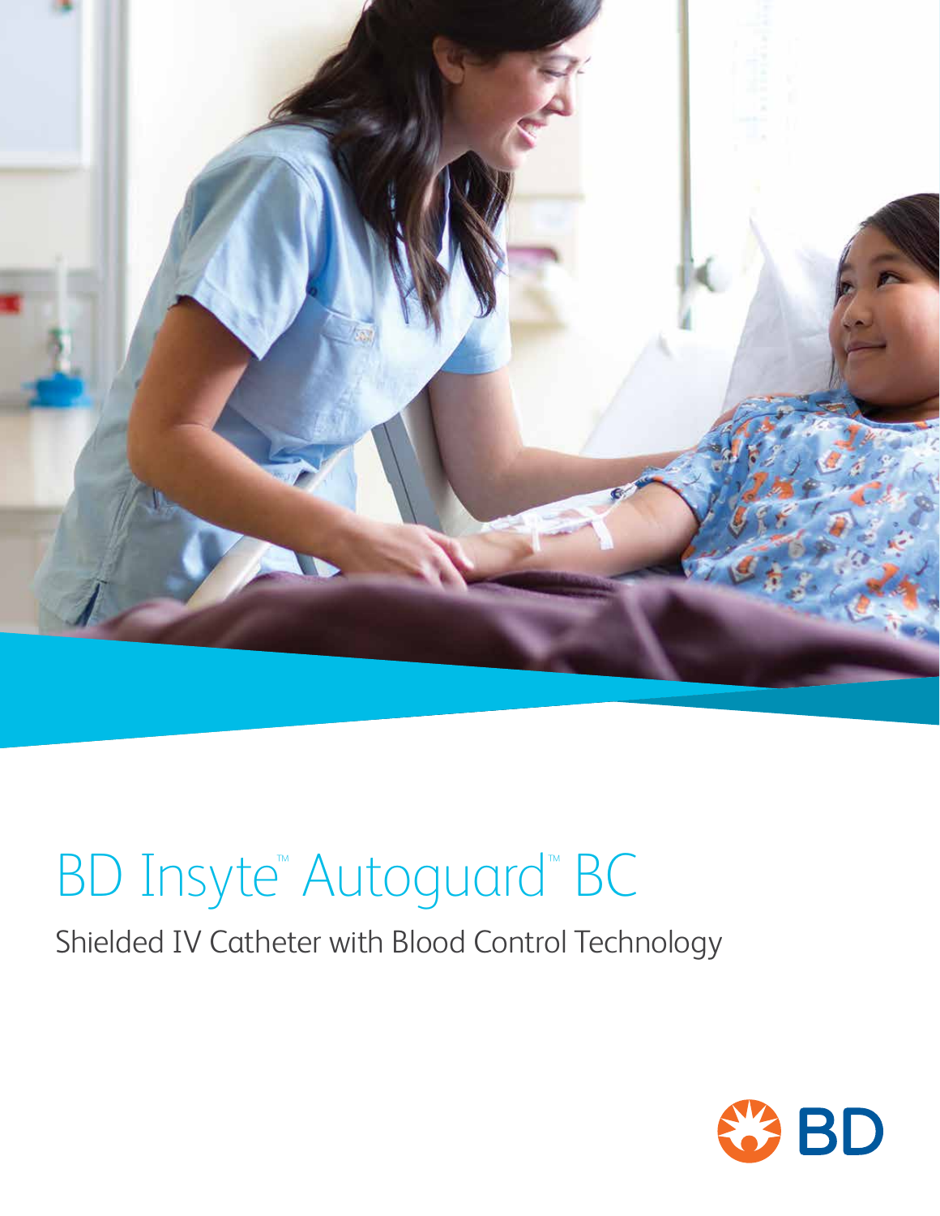# BD Insyte™ Autoguard™ BC

Shielded IV Catheter with Blood Control Technology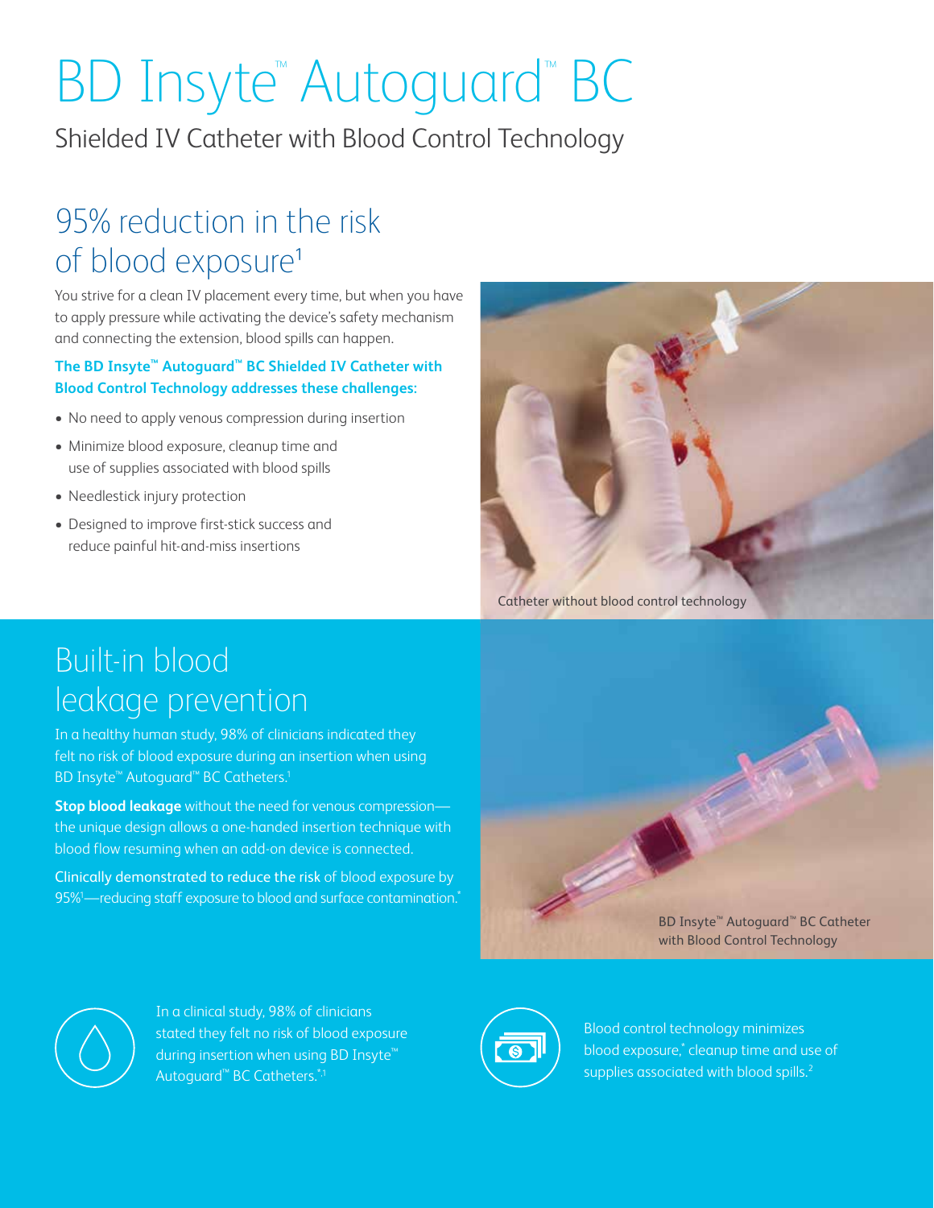# BD Insyte™ Autoguard™ BC

Shielded IV Catheter with Blood Control Technology

## 95% reduction in the risk of blood exposure[1]

You strive for a clean IV placement every time, but when you have to apply pressure while activating the device's safety mechanism and connecting the extension, blood spills can happen.

**The BD Insyte™ Autoguard™ BC Shielded IV Catheter with Blood Control Technology addresses these challenges:**

- No need to apply venous compression during insertion
- Minimize blood exposure, cleanup time and use of supplies associated with blood spills
- Needlestick injury protection
- Designed to improve first-stick success and reduce painful hit-and-miss insertions

Catheter without blood control technology

## Built-in blood leakage prevention

In a healthy human study, 98% of clinicians indicated they felt no risk of blood exposure during an insertion when using BD Insyte™ Autoguard™ BC Catheters.[1]

**Stop blood leakage** without the need for venous compression—the unique design allows a one-handed insertion technique with blood flow resuming when an add-on device is connected.

Clinically demonstrated to reduce the risk of blood exposure by 95%[1]—reducing staff exposure to blood and surface contamination.[*]

BD Insyte™ Autoguard™ BC Catheter with Blood Control Technology

In a clinical study, 98% of clinicians stated they felt no risk of blood exposure during insertion when using BD Insyte™ Autoguard™ BC Catheters.[*,1]

Blood control technology minimizes blood exposure,[*] cleanup time and use of supplies associated with blood spills.[2]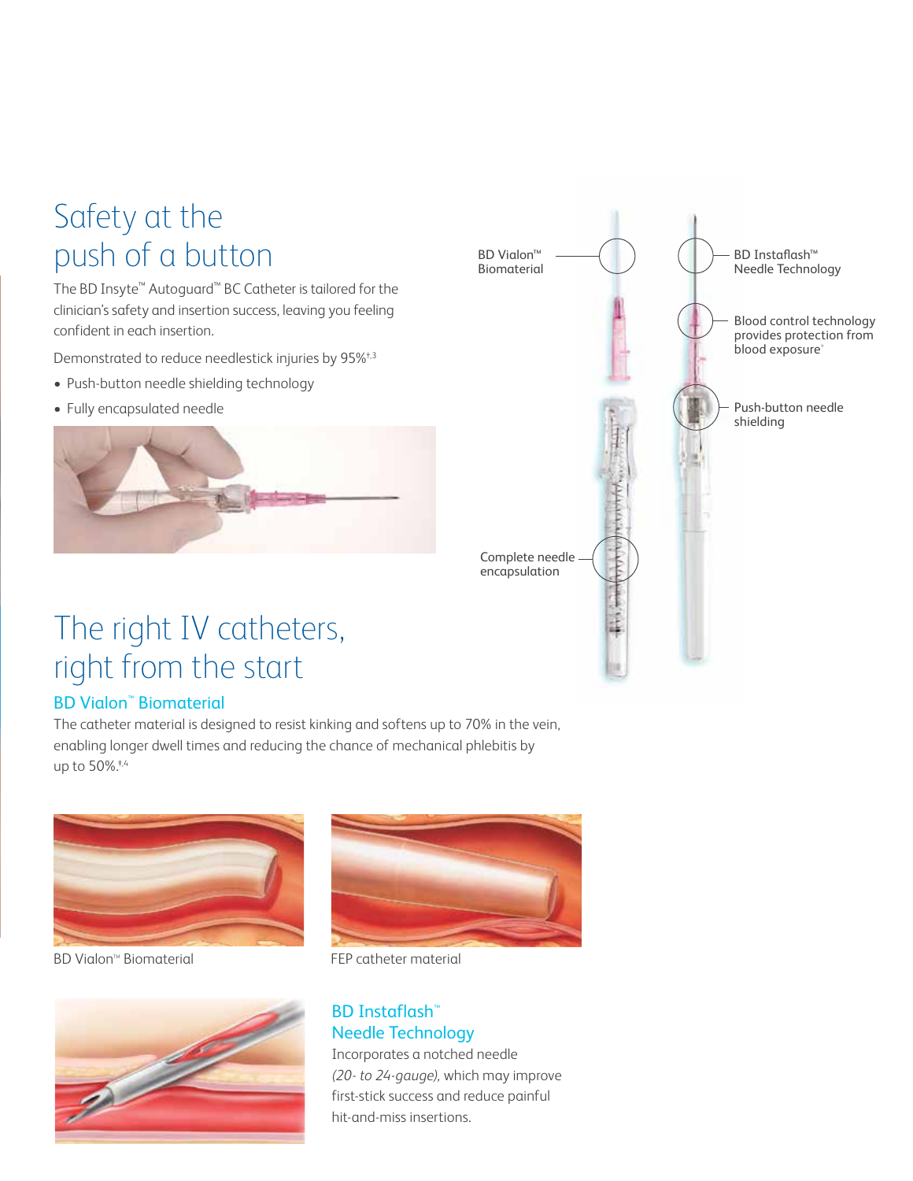# Safety at the push of a button

The BD Insyte™ Autoguard™ BC Catheter is tailored for the clinician's safety and insertion success, leaving you feeling confident in each insertion.

Demonstrated to reduce needlestick injuries by 95%[†,3]

- Push-button needle shielding technology
- Fully encapsulated needle

BD Vialon™ Biomaterial

BD Instaflash™ Needle Technology

Blood control technology provides protection from blood exposure[*]

Push-button needle shielding

Complete needle encapsulation

# The right IV catheters, right from the start

## BD Vialon™ Biomaterial

The catheter material is designed to resist kinking and softens up to 70% in the vein, enabling longer dwell times and reducing the chance of mechanical phlebitis by up to 50%.[‡,4]

BD Vialon™ Biomaterial

FEP catheter material

## BD Instaflash™ Needle Technology

Incorporates a notched needle *(20- to 24-gauge)*, which may improve first-stick success and reduce painful hit-and-miss insertions.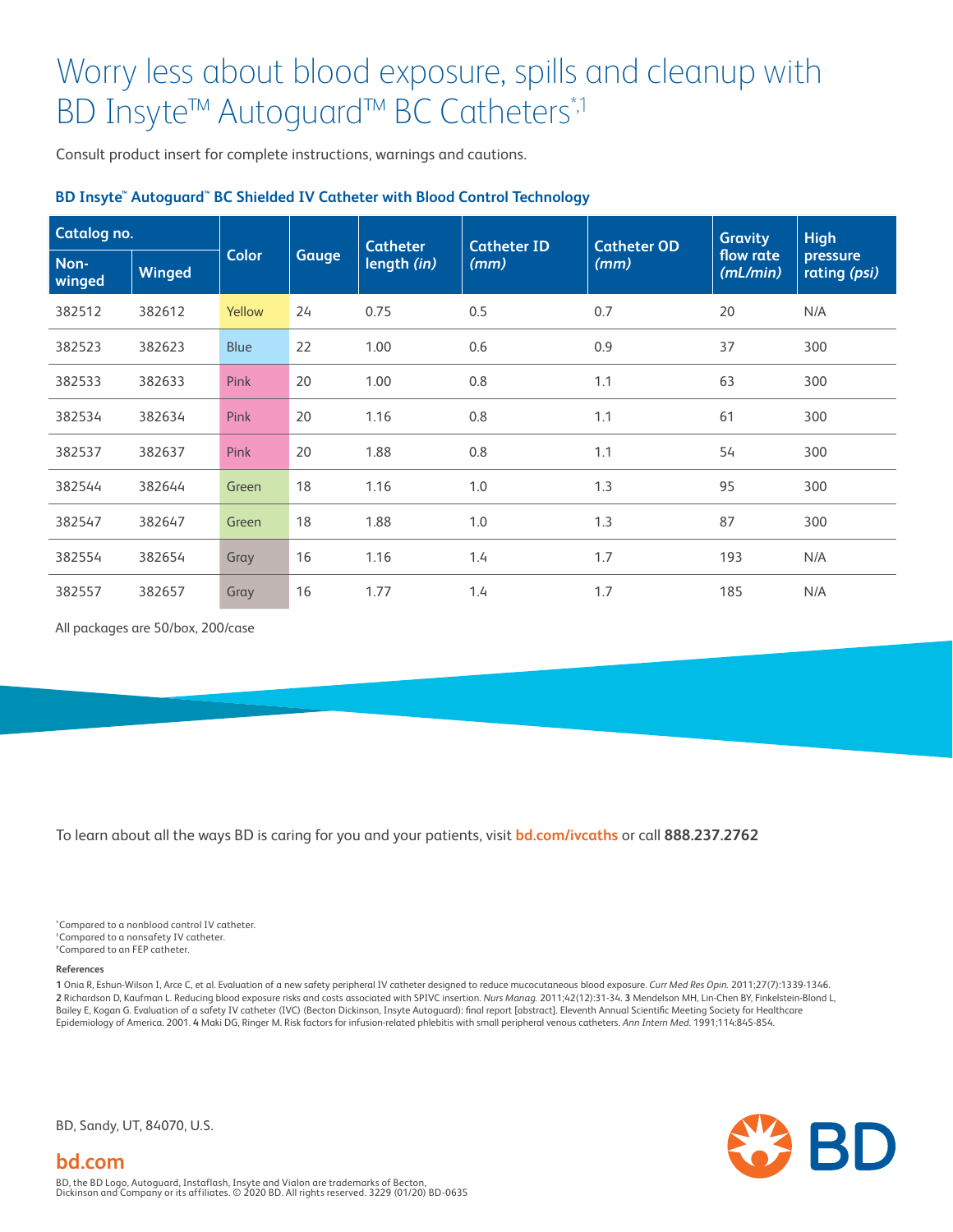# Worry less about blood exposure, spills and cleanup with BD Insyte™ Autoguard™ BC Catheters[*,1]

Consult product insert for complete instructions, warnings and cautions.

### BD Insyte™ Autoguard™ BC Shielded IV Catheter with Blood Control Technology

| Catalog no. | | Color | Gauge | Catheter length *(in)* | Catheter ID *(mm)* | Catheter OD *(mm)* | Gravity flow rate *(mL/min)* | High pressure rating *(psi)* |
|---|---|---|---|---|---|---|---|---|
| Non-winged | Winged | | | | | | | |
| 382512 | 382612 | Yellow | 24 | 0.75 | 0.5 | 0.7 | 20 | N/A |
| 382523 | 382623 | Blue | 22 | 1.00 | 0.6 | 0.9 | 37 | 300 |
| 382533 | 382633 | Pink | 20 | 1.00 | 0.8 | 1.1 | 63 | 300 |
| 382534 | 382634 | Pink | 20 | 1.16 | 0.8 | 1.1 | 61 | 300 |
| 382537 | 382637 | Pink | 20 | 1.88 | 0.8 | 1.1 | 54 | 300 |
| 382544 | 382644 | Green | 18 | 1.16 | 1.0 | 1.3 | 95 | 300 |
| 382547 | 382647 | Green | 18 | 1.88 | 1.0 | 1.3 | 87 | 300 |
| 382554 | 382654 | Gray | 16 | 1.16 | 1.4 | 1.7 | 193 | N/A |
| 382557 | 382657 | Gray | 16 | 1.77 | 1.4 | 1.7 | 185 | N/A |

All packages are 50/box, 200/case

To learn about all the ways BD is caring for you and your patients, visit **bd.com/ivcaths** or call **888.237.2762**

*Compared to a nonblood control IV catheter.
†Compared to a nonsafety IV catheter.
‡Compared to an FEP catheter.

**References**

**1** Onia R, Eshun-Wilson I, Arce C, et al. Evaluation of a new safety peripheral IV catheter designed to reduce mucocutaneous blood exposure. *Curr Med Res Opin.* 2011;27(7):1339-1346. **2** Richardson D, Kaufman L. Reducing blood exposure risks and costs associated with SPIVC insertion. *Nurs Manag.* 2011;42(12):31-34. **3** Mendelson MH, Lin-Chen BY, Finkelstein-Blond L, Bailey E, Kogan G. Evaluation of a safety IV catheter (IVC) (Becton Dickinson, Insyte Autoguard): final report [abstract]. Eleventh Annual Scientific Meeting Society for Healthcare Epidemiology of America. 2001. **4** Maki DG, Ringer M. Risk factors for infusion-related phlebitis with small peripheral venous catheters. *Ann Intern Med.* 1991;114:845-854.

BD, Sandy, UT, 84070, U.S.

**bd.com**

BD, the BD Logo, Autoguard, Instaflash, Insyte and Vialon are trademarks of Becton, Dickinson and Company or its affiliates. © 2020 BD. All rights reserved. 3229 (01/20) BD-0635